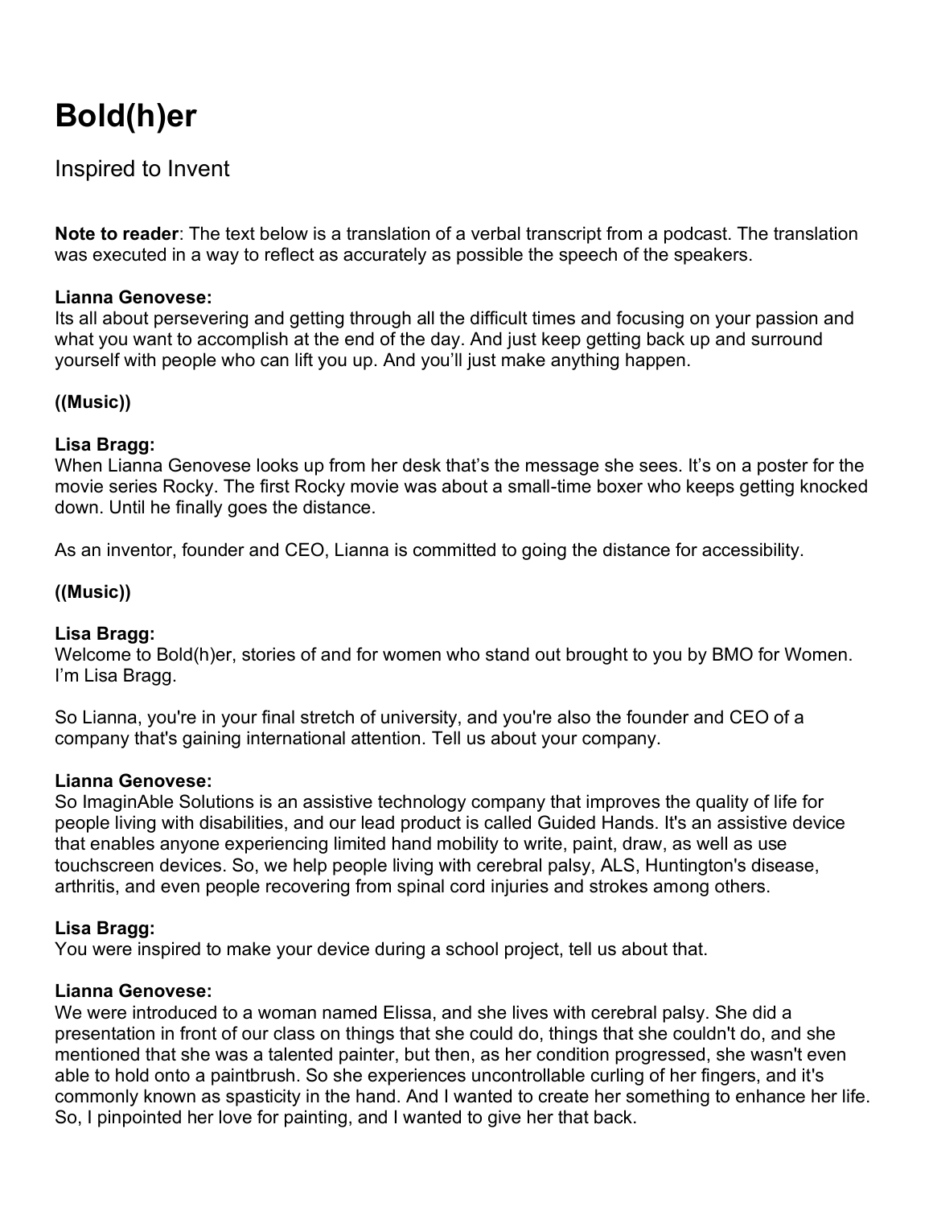# Bold(h)er

Inspired to Invent

**Note to reader**: The text below is a translation of a verbal transcript from a podcast. The translation was executed in a way to reflect as accurately as possible the speech of the speakers.

**Lianna Genovese:**
Its all about persevering and getting through all the difficult times and focusing on your passion and what you want to accomplish at the end of the day. And just keep getting back up and surround yourself with people who can lift you up. And you'll just make anything happen.

**((Music))**

**Lisa Bragg:**
When Lianna Genovese looks up from her desk that's the message she sees. It's on a poster for the movie series Rocky. The first Rocky movie was about a small-time boxer who keeps getting knocked down. Until he finally goes the distance.

As an inventor, founder and CEO, Lianna is committed to going the distance for accessibility.

**((Music))**

**Lisa Bragg:**
Welcome to Bold(h)er, stories of and for women who stand out brought to you by BMO for Women. I'm Lisa Bragg.

So Lianna, you're in your final stretch of university, and you're also the founder and CEO of a company that's gaining international attention. Tell us about your company.

**Lianna Genovese:**
So ImaginAble Solutions is an assistive technology company that improves the quality of life for people living with disabilities, and our lead product is called Guided Hands. It's an assistive device that enables anyone experiencing limited hand mobility to write, paint, draw, as well as use touchscreen devices. So, we help people living with cerebral palsy, ALS, Huntington's disease, arthritis, and even people recovering from spinal cord injuries and strokes among others.

**Lisa Bragg:**
You were inspired to make your device during a school project, tell us about that.

**Lianna Genovese:**
We were introduced to a woman named Elissa, and she lives with cerebral palsy. She did a presentation in front of our class on things that she could do, things that she couldn't do, and she mentioned that she was a talented painter, but then, as her condition progressed, she wasn't even able to hold onto a paintbrush. So she experiences uncontrollable curling of her fingers, and it's commonly known as spasticity in the hand. And I wanted to create her something to enhance her life. So, I pinpointed her love for painting, and I wanted to give her that back.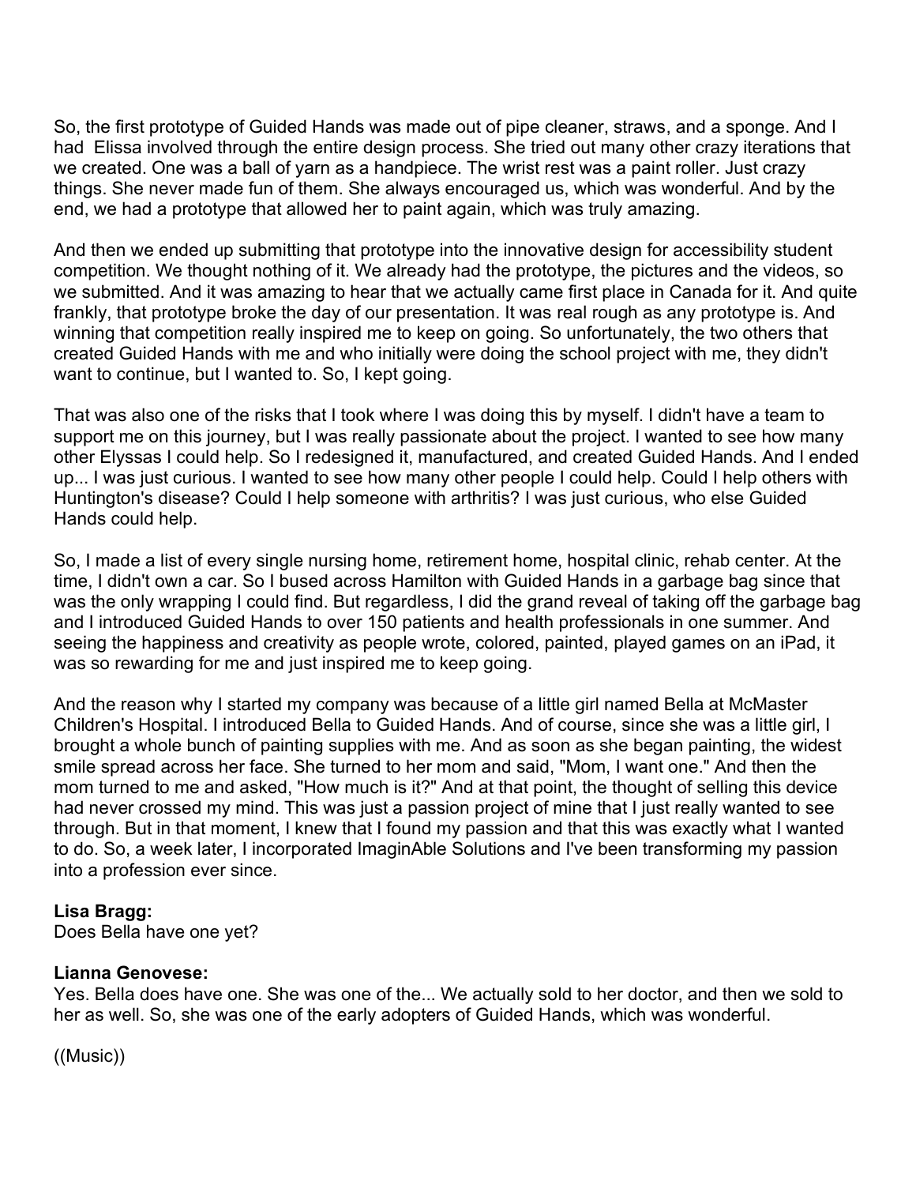So, the first prototype of Guided Hands was made out of pipe cleaner, straws, and a sponge. And I had Elissa involved through the entire design process. She tried out many other crazy iterations that we created. One was a ball of yarn as a handpiece. The wrist rest was a paint roller. Just crazy things. She never made fun of them. She always encouraged us, which was wonderful. And by the end, we had a prototype that allowed her to paint again, which was truly amazing.

And then we ended up submitting that prototype into the innovative design for accessibility student competition. We thought nothing of it. We already had the prototype, the pictures and the videos, so we submitted. And it was amazing to hear that we actually came first place in Canada for it. And quite frankly, that prototype broke the day of our presentation. It was real rough as any prototype is. And winning that competition really inspired me to keep on going. So unfortunately, the two others that created Guided Hands with me and who initially were doing the school project with me, they didn't want to continue, but I wanted to. So, I kept going.

That was also one of the risks that I took where I was doing this by myself. I didn't have a team to support me on this journey, but I was really passionate about the project. I wanted to see how many other Elyssas I could help. So I redesigned it, manufactured, and created Guided Hands. And I ended up... I was just curious. I wanted to see how many other people I could help. Could I help others with Huntington's disease? Could I help someone with arthritis? I was just curious, who else Guided Hands could help.

So, I made a list of every single nursing home, retirement home, hospital clinic, rehab center. At the time, I didn't own a car. So I bused across Hamilton with Guided Hands in a garbage bag since that was the only wrapping I could find. But regardless, I did the grand reveal of taking off the garbage bag and I introduced Guided Hands to over 150 patients and health professionals in one summer. And seeing the happiness and creativity as people wrote, colored, painted, played games on an iPad, it was so rewarding for me and just inspired me to keep going.

And the reason why I started my company was because of a little girl named Bella at McMaster Children's Hospital. I introduced Bella to Guided Hands. And of course, since she was a little girl, I brought a whole bunch of painting supplies with me. And as soon as she began painting, the widest smile spread across her face. She turned to her mom and said, "Mom, I want one." And then the mom turned to me and asked, "How much is it?" And at that point, the thought of selling this device had never crossed my mind. This was just a passion project of mine that I just really wanted to see through. But in that moment, I knew that I found my passion and that this was exactly what I wanted to do. So, a week later, I incorporated ImaginAble Solutions and I've been transforming my passion into a profession ever since.

**Lisa Bragg:**
Does Bella have one yet?

**Lianna Genovese:**
Yes. Bella does have one. She was one of the... We actually sold to her doctor, and then we sold to her as well. So, she was one of the early adopters of Guided Hands, which was wonderful.

((Music))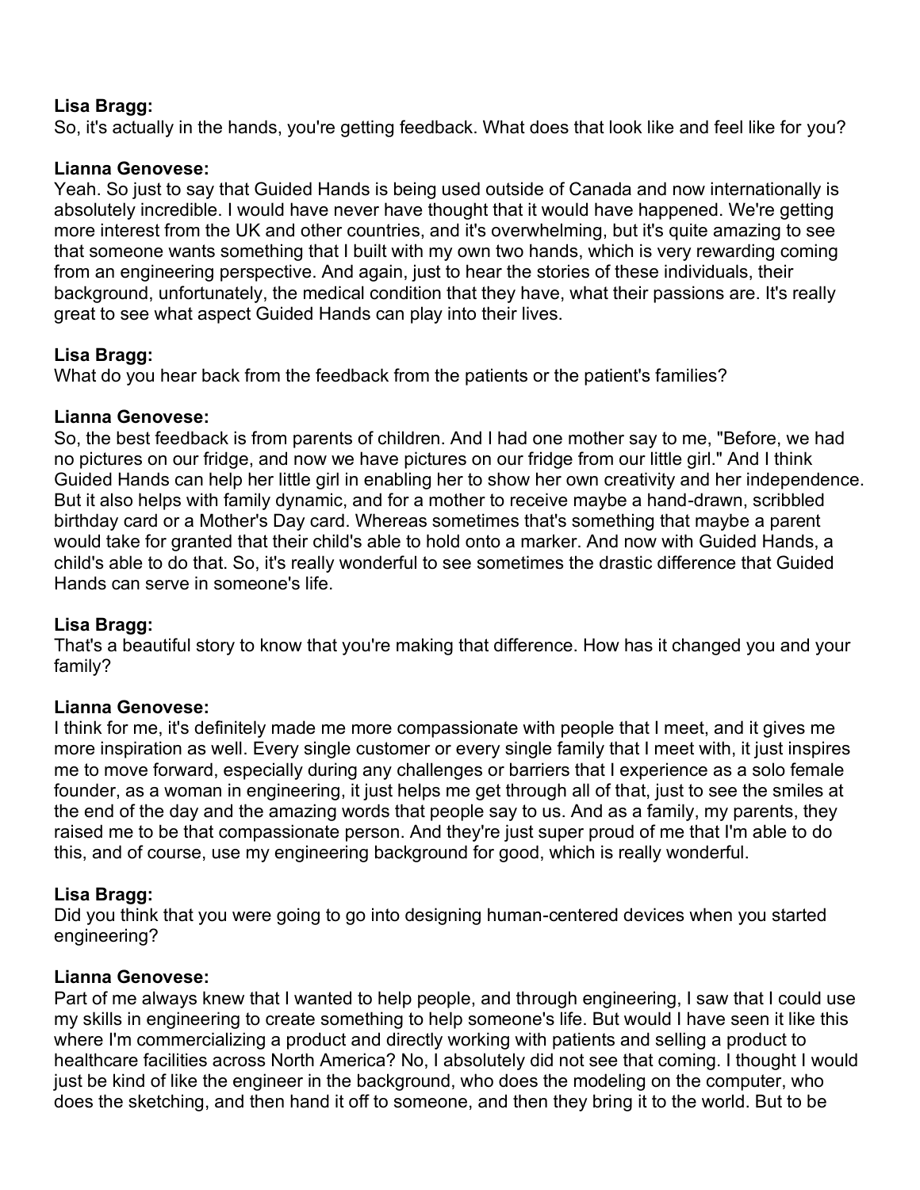**Lisa Bragg:**
So, it's actually in the hands, you're getting feedback. What does that look like and feel like for you?

**Lianna Genovese:**
Yeah. So just to say that Guided Hands is being used outside of Canada and now internationally is absolutely incredible. I would have never have thought that it would have happened. We're getting more interest from the UK and other countries, and it's overwhelming, but it's quite amazing to see that someone wants something that I built with my own two hands, which is very rewarding coming from an engineering perspective. And again, just to hear the stories of these individuals, their background, unfortunately, the medical condition that they have, what their passions are. It's really great to see what aspect Guided Hands can play into their lives.

**Lisa Bragg:**
What do you hear back from the feedback from the patients or the patient's families?

**Lianna Genovese:**
So, the best feedback is from parents of children. And I had one mother say to me, "Before, we had no pictures on our fridge, and now we have pictures on our fridge from our little girl." And I think Guided Hands can help her little girl in enabling her to show her own creativity and her independence. But it also helps with family dynamic, and for a mother to receive maybe a hand-drawn, scribbled birthday card or a Mother's Day card. Whereas sometimes that's something that maybe a parent would take for granted that their child's able to hold onto a marker. And now with Guided Hands, a child's able to do that. So, it's really wonderful to see sometimes the drastic difference that Guided Hands can serve in someone's life.

**Lisa Bragg:**
That's a beautiful story to know that you're making that difference. How has it changed you and your family?

**Lianna Genovese:**
I think for me, it's definitely made me more compassionate with people that I meet, and it gives me more inspiration as well. Every single customer or every single family that I meet with, it just inspires me to move forward, especially during any challenges or barriers that I experience as a solo female founder, as a woman in engineering, it just helps me get through all of that, just to see the smiles at the end of the day and the amazing words that people say to us. And as a family, my parents, they raised me to be that compassionate person. And they're just super proud of me that I'm able to do this, and of course, use my engineering background for good, which is really wonderful.

**Lisa Bragg:**
Did you think that you were going to go into designing human-centered devices when you started engineering?

**Lianna Genovese:**
Part of me always knew that I wanted to help people, and through engineering, I saw that I could use my skills in engineering to create something to help someone's life. But would I have seen it like this where I'm commercializing a product and directly working with patients and selling a product to healthcare facilities across North America? No, I absolutely did not see that coming. I thought I would just be kind of like the engineer in the background, who does the modeling on the computer, who does the sketching, and then hand it off to someone, and then they bring it to the world. But to be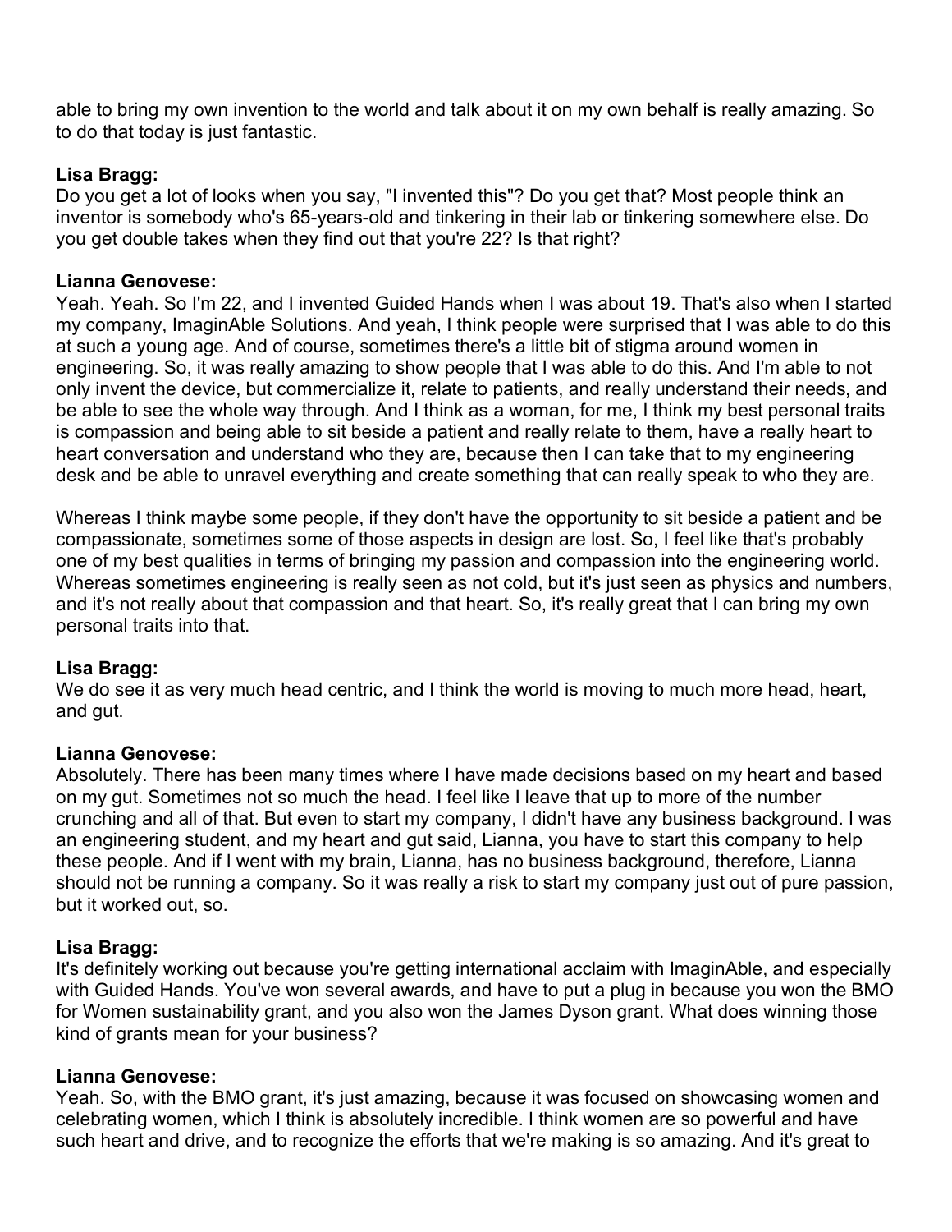able to bring my own invention to the world and talk about it on my own behalf is really amazing. So to do that today is just fantastic.

**Lisa Bragg:**
Do you get a lot of looks when you say, "I invented this"? Do you get that? Most people think an inventor is somebody who's 65-years-old and tinkering in their lab or tinkering somewhere else. Do you get double takes when they find out that you're 22? Is that right?

**Lianna Genovese:**
Yeah. Yeah. So I'm 22, and I invented Guided Hands when I was about 19. That's also when I started my company, ImaginAble Solutions. And yeah, I think people were surprised that I was able to do this at such a young age. And of course, sometimes there's a little bit of stigma around women in engineering. So, it was really amazing to show people that I was able to do this. And I'm able to not only invent the device, but commercialize it, relate to patients, and really understand their needs, and be able to see the whole way through. And I think as a woman, for me, I think my best personal traits is compassion and being able to sit beside a patient and really relate to them, have a really heart to heart conversation and understand who they are, because then I can take that to my engineering desk and be able to unravel everything and create something that can really speak to who they are.

Whereas I think maybe some people, if they don't have the opportunity to sit beside a patient and be compassionate, sometimes some of those aspects in design are lost. So, I feel like that's probably one of my best qualities in terms of bringing my passion and compassion into the engineering world. Whereas sometimes engineering is really seen as not cold, but it's just seen as physics and numbers, and it's not really about that compassion and that heart. So, it's really great that I can bring my own personal traits into that.

**Lisa Bragg:**
We do see it as very much head centric, and I think the world is moving to much more head, heart, and gut.

**Lianna Genovese:**
Absolutely. There has been many times where I have made decisions based on my heart and based on my gut. Sometimes not so much the head. I feel like I leave that up to more of the number crunching and all of that. But even to start my company, I didn't have any business background. I was an engineering student, and my heart and gut said, Lianna, you have to start this company to help these people. And if I went with my brain, Lianna, has no business background, therefore, Lianna should not be running a company. So it was really a risk to start my company just out of pure passion, but it worked out, so.

**Lisa Bragg:**
It's definitely working out because you're getting international acclaim with ImaginAble, and especially with Guided Hands. You've won several awards, and have to put a plug in because you won the BMO for Women sustainability grant, and you also won the James Dyson grant. What does winning those kind of grants mean for your business?

**Lianna Genovese:**
Yeah. So, with the BMO grant, it's just amazing, because it was focused on showcasing women and celebrating women, which I think is absolutely incredible. I think women are so powerful and have such heart and drive, and to recognize the efforts that we're making is so amazing. And it's great to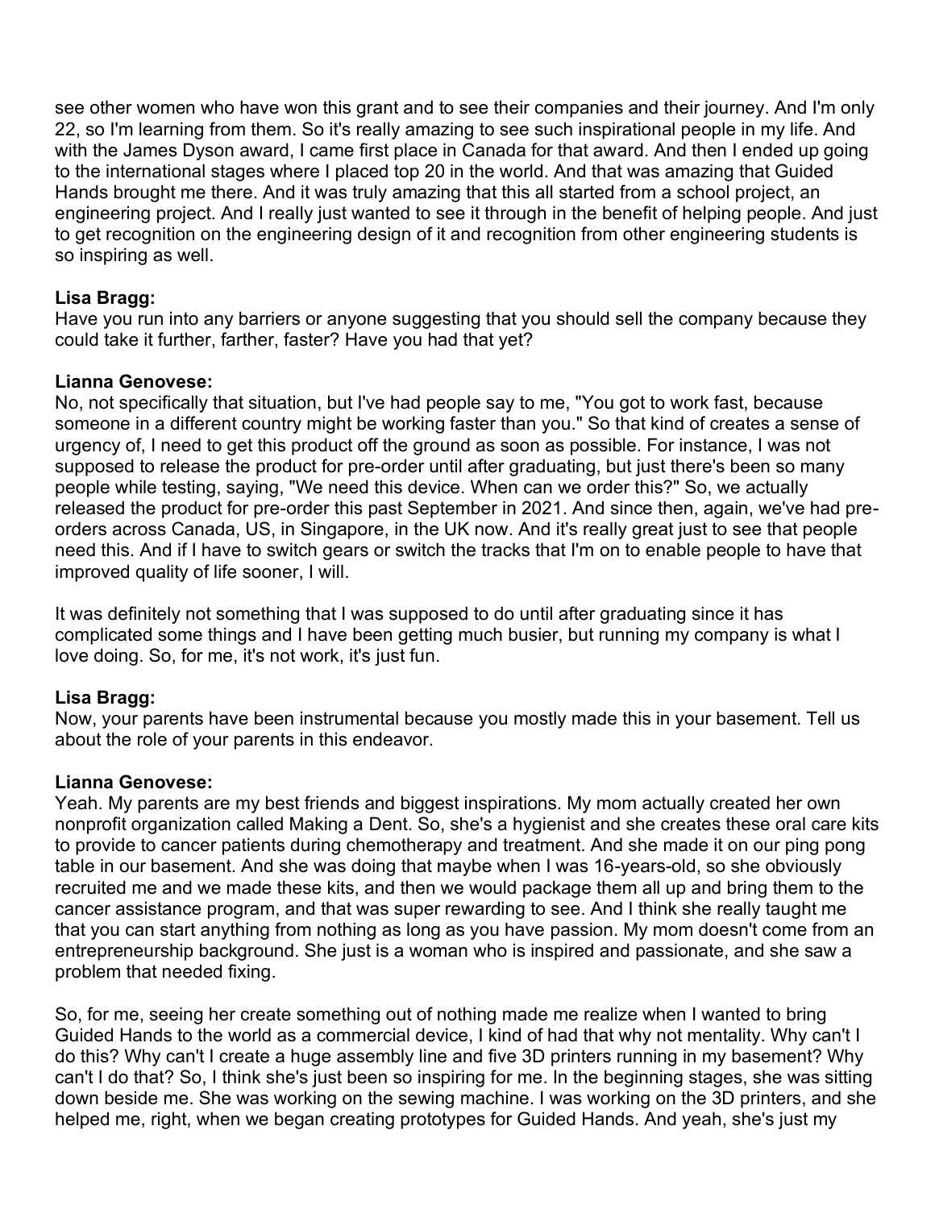see other women who have won this grant and to see their companies and their journey. And I'm only 22, so I'm learning from them. So it's really amazing to see such inspirational people in my life. And with the James Dyson award, I came first place in Canada for that award. And then I ended up going to the international stages where I placed top 20 in the world. And that was amazing that Guided Hands brought me there. And it was truly amazing that this all started from a school project, an engineering project. And I really just wanted to see it through in the benefit of helping people. And just to get recognition on the engineering design of it and recognition from other engineering students is so inspiring as well.

**Lisa Bragg:**
Have you run into any barriers or anyone suggesting that you should sell the company because they could take it further, farther, faster? Have you had that yet?

**Lianna Genovese:**
No, not specifically that situation, but I've had people say to me, "You got to work fast, because someone in a different country might be working faster than you." So that kind of creates a sense of urgency of, I need to get this product off the ground as soon as possible. For instance, I was not supposed to release the product for pre-order until after graduating, but just there's been so many people while testing, saying, "We need this device. When can we order this?" So, we actually released the product for pre-order this past September in 2021. And since then, again, we've had pre-orders across Canada, US, in Singapore, in the UK now. And it's really great just to see that people need this. And if I have to switch gears or switch the tracks that I'm on to enable people to have that improved quality of life sooner, I will.

It was definitely not something that I was supposed to do until after graduating since it has complicated some things and I have been getting much busier, but running my company is what I love doing. So, for me, it's not work, it's just fun.

**Lisa Bragg:**
Now, your parents have been instrumental because you mostly made this in your basement. Tell us about the role of your parents in this endeavor.

**Lianna Genovese:**
Yeah. My parents are my best friends and biggest inspirations. My mom actually created her own nonprofit organization called Making a Dent. So, she's a hygienist and she creates these oral care kits to provide to cancer patients during chemotherapy and treatment. And she made it on our ping pong table in our basement. And she was doing that maybe when I was 16-years-old, so she obviously recruited me and we made these kits, and then we would package them all up and bring them to the cancer assistance program, and that was super rewarding to see. And I think she really taught me that you can start anything from nothing as long as you have passion. My mom doesn't come from an entrepreneurship background. She just is a woman who is inspired and passionate, and she saw a problem that needed fixing.

So, for me, seeing her create something out of nothing made me realize when I wanted to bring Guided Hands to the world as a commercial device, I kind of had that why not mentality. Why can't I do this? Why can't I create a huge assembly line and five 3D printers running in my basement? Why can't I do that? So, I think she's just been so inspiring for me. In the beginning stages, she was sitting down beside me. She was working on the sewing machine. I was working on the 3D printers, and she helped me, right, when we began creating prototypes for Guided Hands. And yeah, she's just my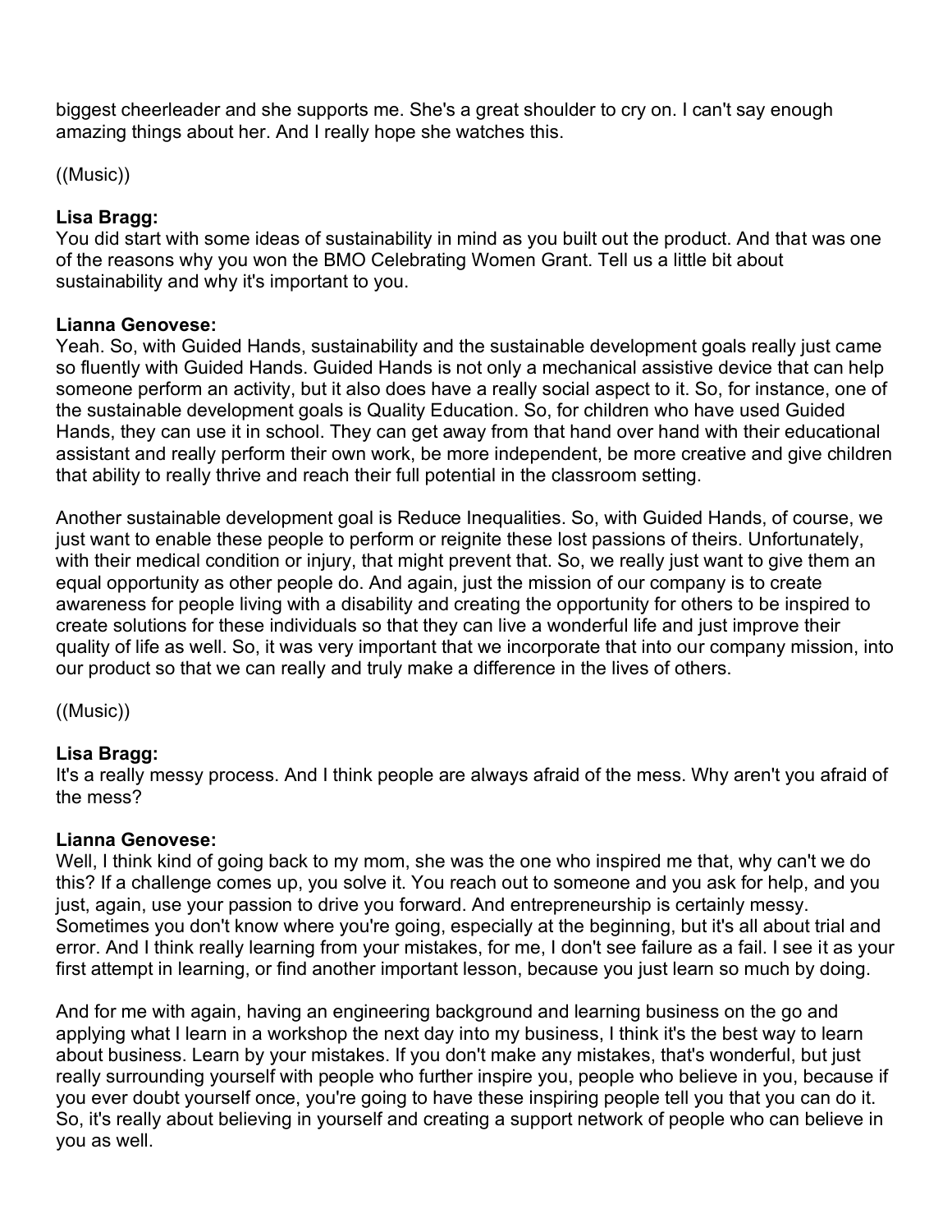biggest cheerleader and she supports me. She's a great shoulder to cry on. I can't say enough amazing things about her. And I really hope she watches this.

((Music))

**Lisa Bragg:**
You did start with some ideas of sustainability in mind as you built out the product. And that was one of the reasons why you won the BMO Celebrating Women Grant. Tell us a little bit about sustainability and why it's important to you.

**Lianna Genovese:**
Yeah. So, with Guided Hands, sustainability and the sustainable development goals really just came so fluently with Guided Hands. Guided Hands is not only a mechanical assistive device that can help someone perform an activity, but it also does have a really social aspect to it. So, for instance, one of the sustainable development goals is Quality Education. So, for children who have used Guided Hands, they can use it in school. They can get away from that hand over hand with their educational assistant and really perform their own work, be more independent, be more creative and give children that ability to really thrive and reach their full potential in the classroom setting.

Another sustainable development goal is Reduce Inequalities. So, with Guided Hands, of course, we just want to enable these people to perform or reignite these lost passions of theirs. Unfortunately, with their medical condition or injury, that might prevent that. So, we really just want to give them an equal opportunity as other people do. And again, just the mission of our company is to create awareness for people living with a disability and creating the opportunity for others to be inspired to create solutions for these individuals so that they can live a wonderful life and just improve their quality of life as well. So, it was very important that we incorporate that into our company mission, into our product so that we can really and truly make a difference in the lives of others.

((Music))

**Lisa Bragg:**
It's a really messy process. And I think people are always afraid of the mess. Why aren't you afraid of the mess?

**Lianna Genovese:**
Well, I think kind of going back to my mom, she was the one who inspired me that, why can't we do this? If a challenge comes up, you solve it. You reach out to someone and you ask for help, and you just, again, use your passion to drive you forward. And entrepreneurship is certainly messy. Sometimes you don't know where you're going, especially at the beginning, but it's all about trial and error. And I think really learning from your mistakes, for me, I don't see failure as a fail. I see it as your first attempt in learning, or find another important lesson, because you just learn so much by doing.

And for me with again, having an engineering background and learning business on the go and applying what I learn in a workshop the next day into my business, I think it's the best way to learn about business. Learn by your mistakes. If you don't make any mistakes, that's wonderful, but just really surrounding yourself with people who further inspire you, people who believe in you, because if you ever doubt yourself once, you're going to have these inspiring people tell you that you can do it. So, it's really about believing in yourself and creating a support network of people who can believe in you as well.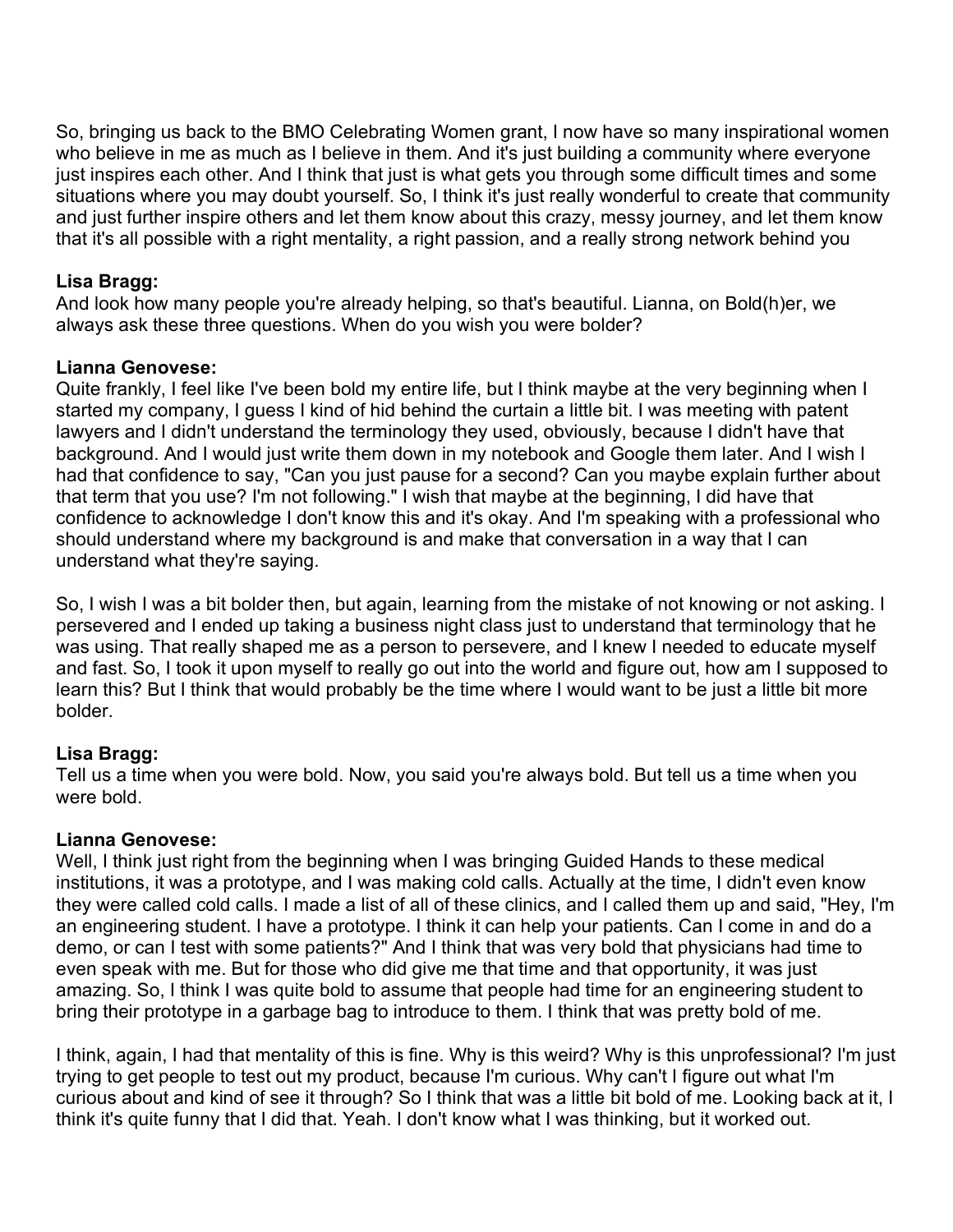So, bringing us back to the BMO Celebrating Women grant, I now have so many inspirational women who believe in me as much as I believe in them. And it's just building a community where everyone just inspires each other. And I think that just is what gets you through some difficult times and some situations where you may doubt yourself. So, I think it's just really wonderful to create that community and just further inspire others and let them know about this crazy, messy journey, and let them know that it's all possible with a right mentality, a right passion, and a really strong network behind you

**Lisa Bragg:**
And look how many people you're already helping, so that's beautiful. Lianna, on Bold(h)er, we always ask these three questions. When do you wish you were bolder?

**Lianna Genovese:**
Quite frankly, I feel like I've been bold my entire life, but I think maybe at the very beginning when I started my company, I guess I kind of hid behind the curtain a little bit. I was meeting with patent lawyers and I didn't understand the terminology they used, obviously, because I didn't have that background. And I would just write them down in my notebook and Google them later. And I wish I had that confidence to say, "Can you just pause for a second? Can you maybe explain further about that term that you use? I'm not following." I wish that maybe at the beginning, I did have that confidence to acknowledge I don't know this and it's okay. And I'm speaking with a professional who should understand where my background is and make that conversation in a way that I can understand what they're saying.

So, I wish I was a bit bolder then, but again, learning from the mistake of not knowing or not asking. I persevered and I ended up taking a business night class just to understand that terminology that he was using. That really shaped me as a person to persevere, and I knew I needed to educate myself and fast. So, I took it upon myself to really go out into the world and figure out, how am I supposed to learn this? But I think that would probably be the time where I would want to be just a little bit more bolder.

**Lisa Bragg:**
Tell us a time when you were bold. Now, you said you're always bold. But tell us a time when you were bold.

**Lianna Genovese:**
Well, I think just right from the beginning when I was bringing Guided Hands to these medical institutions, it was a prototype, and I was making cold calls. Actually at the time, I didn't even know they were called cold calls. I made a list of all of these clinics, and I called them up and said, "Hey, I'm an engineering student. I have a prototype. I think it can help your patients. Can I come in and do a demo, or can I test with some patients?" And I think that was very bold that physicians had time to even speak with me. But for those who did give me that time and that opportunity, it was just amazing. So, I think I was quite bold to assume that people had time for an engineering student to bring their prototype in a garbage bag to introduce to them. I think that was pretty bold of me.

I think, again, I had that mentality of this is fine. Why is this weird? Why is this unprofessional? I'm just trying to get people to test out my product, because I'm curious. Why can't I figure out what I'm curious about and kind of see it through? So I think that was a little bit bold of me. Looking back at it, I think it's quite funny that I did that. Yeah. I don't know what I was thinking, but it worked out.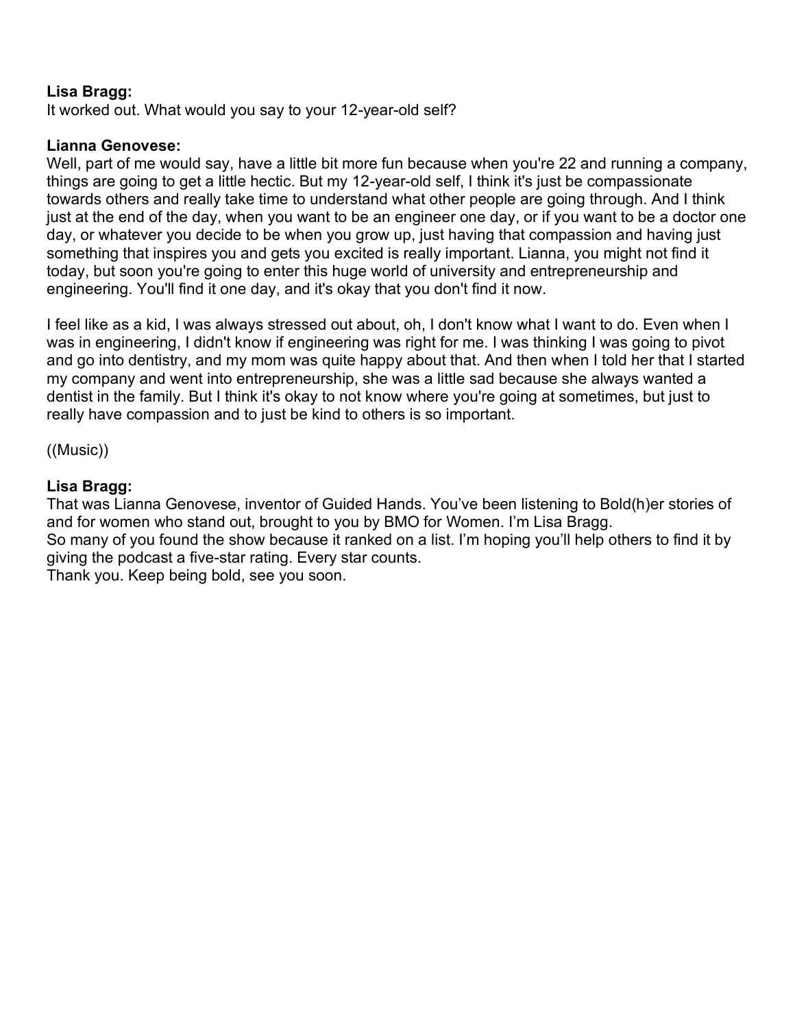**Lisa Bragg:**
It worked out. What would you say to your 12-year-old self?

**Lianna Genovese:**
Well, part of me would say, have a little bit more fun because when you're 22 and running a company, things are going to get a little hectic. But my 12-year-old self, I think it's just be compassionate towards others and really take time to understand what other people are going through. And I think just at the end of the day, when you want to be an engineer one day, or if you want to be a doctor one day, or whatever you decide to be when you grow up, just having that compassion and having just something that inspires you and gets you excited is really important. Lianna, you might not find it today, but soon you're going to enter this huge world of university and entrepreneurship and engineering. You'll find it one day, and it's okay that you don't find it now.

I feel like as a kid, I was always stressed out about, oh, I don't know what I want to do. Even when I was in engineering, I didn't know if engineering was right for me. I was thinking I was going to pivot and go into dentistry, and my mom was quite happy about that. And then when I told her that I started my company and went into entrepreneurship, she was a little sad because she always wanted a dentist in the family. But I think it's okay to not know where you're going at sometimes, but just to really have compassion and to just be kind to others is so important.

((Music))

**Lisa Bragg:**
That was Lianna Genovese, inventor of Guided Hands. You've been listening to Bold(h)er stories of and for women who stand out, brought to you by BMO for Women. I'm Lisa Bragg.
So many of you found the show because it ranked on a list. I'm hoping you'll help others to find it by giving the podcast a five-star rating. Every star counts.
Thank you. Keep being bold, see you soon.